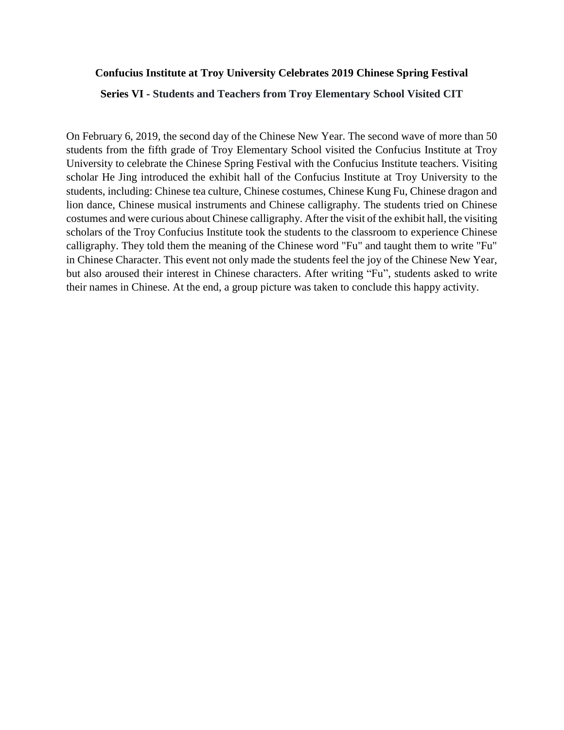**Confucius Institute at Troy University Celebrates 2019 Chinese Spring Festival**

**Series VI - Students and Teachers from Troy Elementary School Visited CIT**

On February 6, 2019, the second day of the Chinese New Year. The second wave of more than 50 students from the fifth grade of Troy Elementary School visited the Confucius Institute at Troy University to celebrate the Chinese Spring Festival with the Confucius Institute teachers. Visiting scholar He Jing introduced the exhibit hall of the Confucius Institute at Troy University to the students, including: Chinese tea culture, Chinese costumes, Chinese Kung Fu, Chinese dragon and lion dance, Chinese musical instruments and Chinese calligraphy. The students tried on Chinese costumes and were curious about Chinese calligraphy. After the visit of the exhibit hall, the visiting scholars of the Troy Confucius Institute took the students to the classroom to experience Chinese calligraphy. They told them the meaning of the Chinese word "Fu" and taught them to write "Fu" in Chinese Character. This event not only made the students feel the joy of the Chinese New Year, but also aroused their interest in Chinese characters. After writing “Fu”, students asked to write their names in Chinese. At the end, a group picture was taken to conclude this happy activity.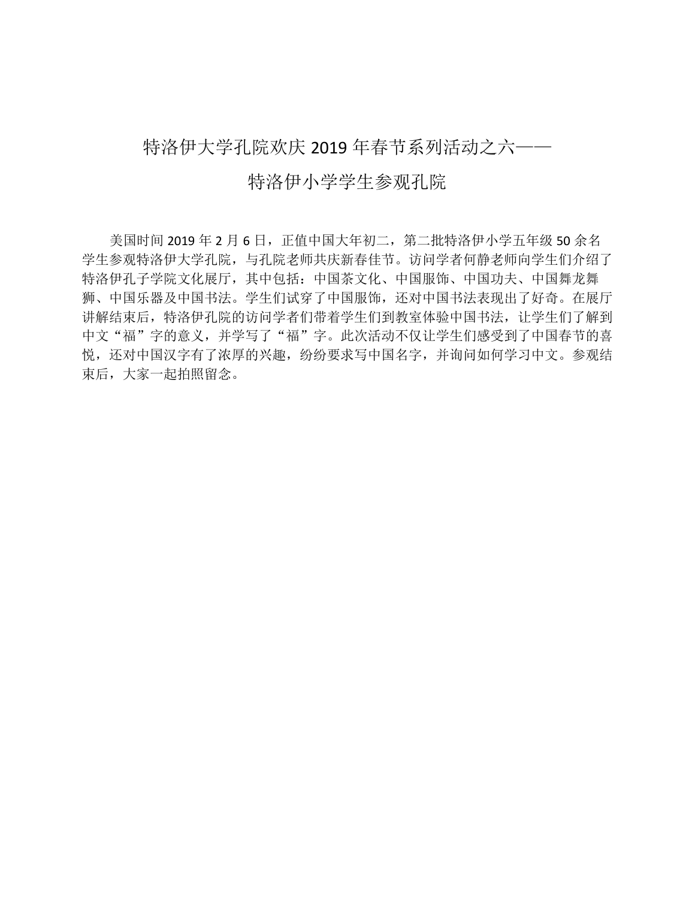# 特洛伊大学孔院欢庆 2019 年春节系列活动之六——特洛伊小学学生参观孔院

美国时间 2019 年 2 月 6 日，正值中国大年初二，第二批特洛伊小学五年级 50 余名学生参观特洛伊大学孔院，与孔院老师共庆新春佳节。访问学者何静老师向学生们介绍了特洛伊孔子学院文化展厅，其中包括：中国茶文化、中国服饰、中国功夫、中国舞龙舞狮、中国乐器及中国书法。学生们试穿了中国服饰，还对中国书法表现出了好奇。在展厅讲解结束后，特洛伊孔院的访问学者们带着学生们到教室体验中国书法，让学生们了解到中文“福”字的意义，并学写了“福”字。此次活动不仅让学生们感受到了中国春节的喜悦，还对中国汉字有了浓厚的兴趣，纷纷要求写中国名字，并询问如何学习中文。参观结束后，大家一起拍照留念。